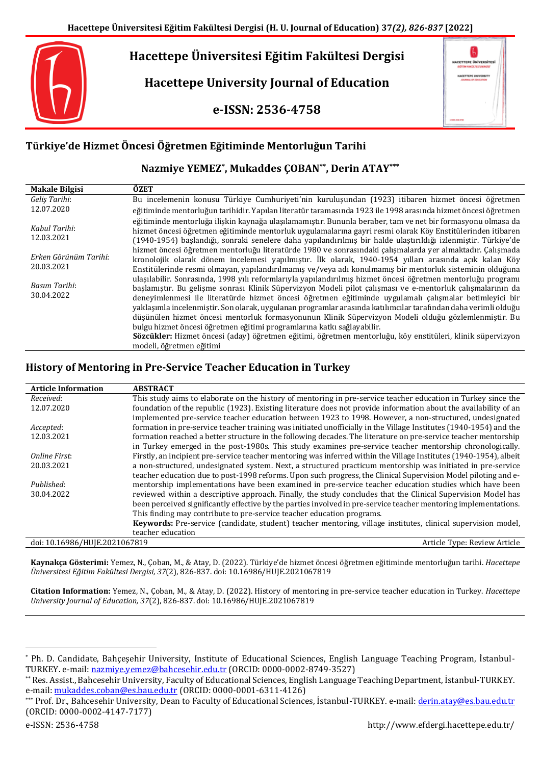# Hacettepe Üniversitesi Eğitim Fakültesi Dergisi

# Hacettepe University Journal of Education

**e-ISSN: 2536-4758**

## Türkiye'de Hizmet Öncesi Öğretmen Eğitiminde Mentorluğun Tarihi

**Nazmiye YEMEZ*, Mukaddes ÇOBAN**, Derin ATAY*****

| Makale Bilgisi | ÖZET |
|---|---|
| *Geliş Tarihi*: 12.07.2020<br>*Kabul Tarihi*: 12.03.2021<br>*Erken Görünüm Tarihi*: 20.03.2021<br>*Basım Tarihi*: 30.04.2022 | Bu incelemenin konusu Türkiye Cumhuriyeti'nin kuruluşundan (1923) itibaren hizmet öncesi öğretmen eğitiminde mentorluğun tarihidir. Yapılan literatür taramasında 1923 ile 1998 arasında hizmet öncesi öğretmen eğitiminde mentorluğa ilişkin kaynağa ulaşılamamıştır. Bununla beraber, tam ve net bir formasyonu olmasa da hizmet öncesi öğretmen eğitiminde mentorluk uygulamalarına gayri resmi olarak Köy Enstitülerinden itibaren (1940-1954) başlandığı, sonraki senelere daha yapılandırılmış bir halde ulaştırıldığı izlenmiştir. Türkiye'de hizmet öncesi öğretmen mentorluğu literatürde 1980 ve sonrasındaki çalışmalarda yer almaktadır. Çalışmada kronolojik olarak dönem incelemesi yapılmıştır. İlk olarak, 1940-1954 yılları arasında açık kalan Köy Enstitülerinde resmi olmayan, yapılandırılmamış ve/veya adı konulmamış bir mentorluk sisteminin olduğuna ulaşılabilir. Sonrasında, 1998 yılı reformlarıyla yapılandırılmış hizmet öncesi öğretmen mentorluğu programı başlamıştır. Bu gelişme sonrası Klinik Süpervizyon Modeli pilot çalışması ve e-mentorluk çalışmalarının da deneyimlenmesi ile literatürde hizmet öncesi öğretmen eğitiminde uygulamalı çalışmalar betimleyici bir yaklaşımla incelenmiştir. Son olarak, uygulanan programlar arasında katılımcılar tarafından daha verimli olduğu düşünülen hizmet öncesi mentorluk formasyonunun Klinik Süpervizyon Modeli olduğu gözlemlenmiştir. Bu bulgu hizmet öncesi öğretmen eğitimi programlarına katkı sağlayabilir.<br>**Sözcükler:** Hizmet öncesi (aday) öğretmen eğitimi, öğretmen mentorluğu, köy enstitüleri, klinik süpervizyon modeli, öğretmen eğitimi |

## History of Mentoring in Pre-Service Teacher Education in Turkey

| Article Information | ABSTRACT |
|---|---|
| *Received*: 12.07.2020<br>*Accepted*: 12.03.2021<br>*Online First*: 20.03.2021<br>*Published*: 30.04.2022 | This study aims to elaborate on the history of mentoring in pre-service teacher education in Turkey since the foundation of the republic (1923). Existing literature does not provide information about the availability of an implemented pre-service teacher education between 1923 to 1998. However, a non-structured, undesignated formation in pre-service teacher training was initiated unofficially in the Village Institutes (1940-1954) and the formation reached a better structure in the following decades. The literature on pre-service teacher mentorship in Turkey emerged in the post-1980s. This study examines pre-service teacher mentorship chronologically. Firstly, an incipient pre-service teacher mentoring was inferred within the Village Institutes (1940-1954), albeit a non-structured, undesignated system. Next, a structured practicum mentorship was initiated in pre-service teacher education due to post-1998 reforms. Upon such progress, the Clinical Supervision Model piloting and e-mentorship implementations have been examined in pre-service teacher education studies which have been reviewed within a descriptive approach. Finally, the study concludes that the Clinical Supervision Model has been perceived significantly effective by the parties involved in pre-service teacher mentoring implementations. This finding may contribute to pre-service teacher education programs.<br>**Keywords:** Pre-service (candidate, student) teacher mentoring, village institutes, clinical supervision model, teacher education |
| doi: 10.16986/HUJE.2021067819 | Article Type: Review Article |

**Kaynakça Gösterimi:** Yemez, N., Çoban, M., & Atay, D. (2022). Türkiye'de hizmet öncesi öğretmen eğitiminde mentorluğun tarihi. *Hacettepe Üniversitesi Eğitim Fakültesi Dergisi, 37*(2), 826-837. doi: 10.16986/HUJE.2021067819

**Citation Information:** Yemez, N., Çoban, M., & Atay, D. (2022). History of mentoring in pre-service teacher education in Turkey. *Hacettepe University Journal of Education, 37*(2), 826-837. doi: 10.16986/HUJE.2021067819

---

* Ph. D. Candidate, Bahçeşehir University, Institute of Educational Sciences, English Language Teaching Program, İstanbul-TURKEY. e-mail: nazmiye.yemez@bahcesehir.edu.tr (ORCID: 0000-0002-8749-3527)

** Res. Assist., Bahcesehir University, Faculty of Educational Sciences, English Language Teaching Department, İstanbul-TURKEY. e-mail: mukaddes.coban@es.bau.edu.tr (ORCID: 0000-0001-6311-4126)

*** Prof. Dr., Bahcesehir University, Dean to Faculty of Educational Sciences, İstanbul-TURKEY. e-mail: derin.atay@es.bau.edu.tr (ORCID: 0000-0002-4147-7177)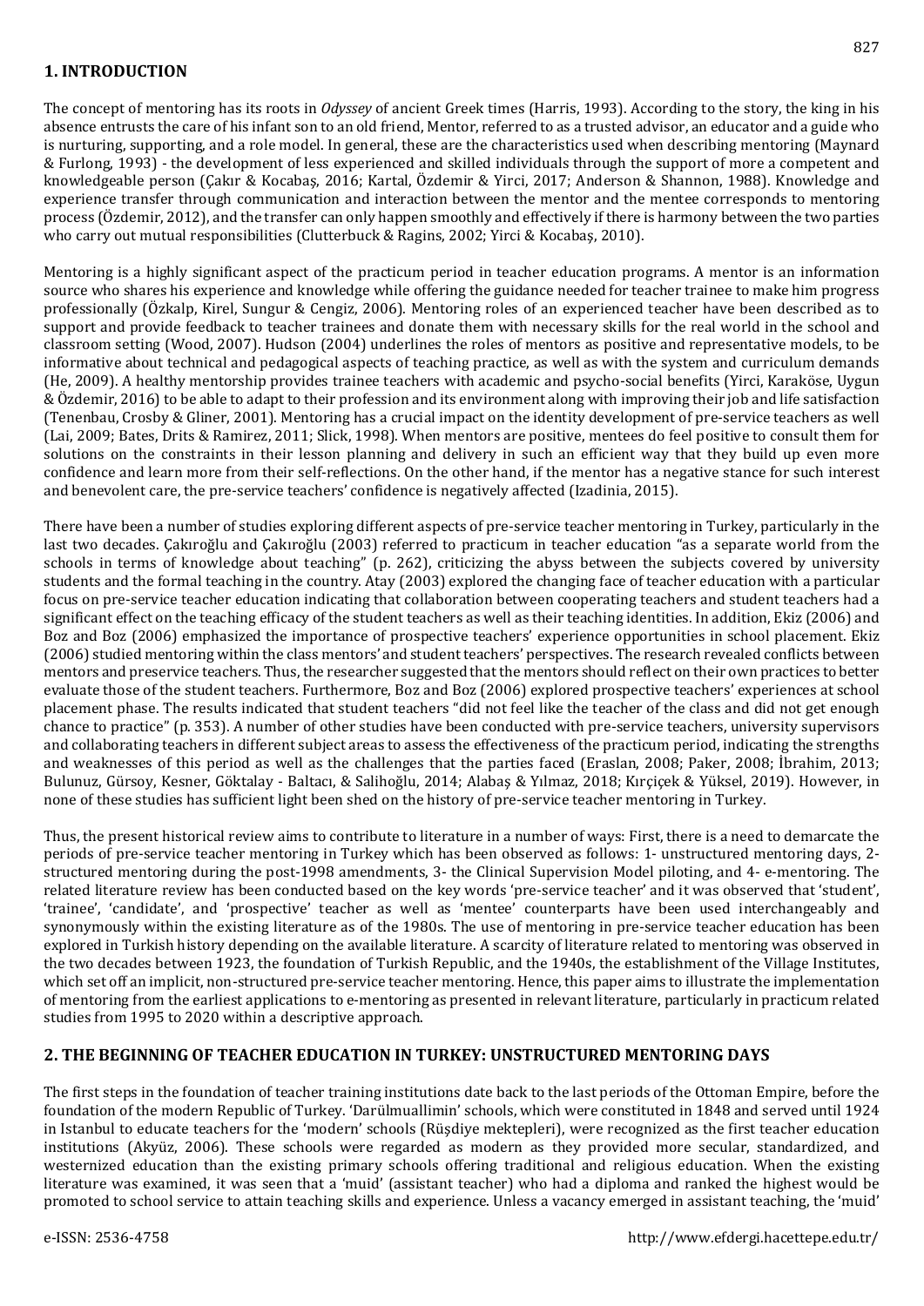## 1. INTRODUCTION

The concept of mentoring has its roots in *Odyssey* of ancient Greek times (Harris, 1993). According to the story, the king in his absence entrusts the care of his infant son to an old friend, Mentor, referred to as a trusted advisor, an educator and a guide who is nurturing, supporting, and a role model. In general, these are the characteristics used when describing mentoring (Maynard & Furlong, 1993) - the development of less experienced and skilled individuals through the support of more a competent and knowledgeable person (Çakır & Kocabaş, 2016; Kartal, Özdemir & Yirci, 2017; Anderson & Shannon, 1988). Knowledge and experience transfer through communication and interaction between the mentor and the mentee corresponds to mentoring process (Özdemir, 2012), and the transfer can only happen smoothly and effectively if there is harmony between the two parties who carry out mutual responsibilities (Clutterbuck & Ragins, 2002; Yirci & Kocabaş, 2010).

Mentoring is a highly significant aspect of the practicum period in teacher education programs. A mentor is an information source who shares his experience and knowledge while offering the guidance needed for teacher trainee to make him progress professionally (Özkalp, Kirel, Sungur & Cengiz, 2006). Mentoring roles of an experienced teacher have been described as to support and provide feedback to teacher trainees and donate them with necessary skills for the real world in the school and classroom setting (Wood, 2007). Hudson (2004) underlines the roles of mentors as positive and representative models, to be informative about technical and pedagogical aspects of teaching practice, as well as with the system and curriculum demands (He, 2009). A healthy mentorship provides trainee teachers with academic and psycho-social benefits (Yirci, Karaköse, Uygun & Özdemir, 2016) to be able to adapt to their profession and its environment along with improving their job and life satisfaction (Tenenbau, Crosby & Gliner, 2001). Mentoring has a crucial impact on the identity development of pre-service teachers as well (Lai, 2009; Bates, Drits & Ramirez, 2011; Slick, 1998). When mentors are positive, mentees do feel positive to consult them for solutions on the constraints in their lesson planning and delivery in such an efficient way that they build up even more confidence and learn more from their self-reflections. On the other hand, if the mentor has a negative stance for such interest and benevolent care, the pre-service teachers' confidence is negatively affected (Izadinia, 2015).

There have been a number of studies exploring different aspects of pre-service teacher mentoring in Turkey, particularly in the last two decades. Çakıroğlu and Çakıroğlu (2003) referred to practicum in teacher education "as a separate world from the schools in terms of knowledge about teaching" (p. 262), criticizing the abyss between the subjects covered by university students and the formal teaching in the country. Atay (2003) explored the changing face of teacher education with a particular focus on pre-service teacher education indicating that collaboration between cooperating teachers and student teachers had a significant effect on the teaching efficacy of the student teachers as well as their teaching identities. In addition, Ekiz (2006) and Boz and Boz (2006) emphasized the importance of prospective teachers' experience opportunities in school placement. Ekiz (2006) studied mentoring within the class mentors' and student teachers' perspectives. The research revealed conflicts between mentors and preservice teachers. Thus, the researcher suggested that the mentors should reflect on their own practices to better evaluate those of the student teachers. Furthermore, Boz and Boz (2006) explored prospective teachers' experiences at school placement phase. The results indicated that student teachers "did not feel like the teacher of the class and did not get enough chance to practice" (p. 353). A number of other studies have been conducted with pre-service teachers, university supervisors and collaborating teachers in different subject areas to assess the effectiveness of the practicum period, indicating the strengths and weaknesses of this period as well as the challenges that the parties faced (Eraslan, 2008; Paker, 2008; İbrahim, 2013; Bulunuz, Gürsoy, Kesner, Göktalay - Baltacı, & Salihoğlu, 2014; Alabaş & Yılmaz, 2018; Kırçiçek & Yüksel, 2019). However, in none of these studies has sufficient light been shed on the history of pre-service teacher mentoring in Turkey.

Thus, the present historical review aims to contribute to literature in a number of ways: First, there is a need to demarcate the periods of pre-service teacher mentoring in Turkey which has been observed as follows: 1- unstructured mentoring days, 2- structured mentoring during the post-1998 amendments, 3- the Clinical Supervision Model piloting, and 4- e-mentoring. The related literature review has been conducted based on the key words 'pre-service teacher' and it was observed that 'student', 'trainee', 'candidate', and 'prospective' teacher as well as 'mentee' counterparts have been used interchangeably and synonymously within the existing literature as of the 1980s. The use of mentoring in pre-service teacher education has been explored in Turkish history depending on the available literature. A scarcity of literature related to mentoring was observed in the two decades between 1923, the foundation of Turkish Republic, and the 1940s, the establishment of the Village Institutes, which set off an implicit, non-structured pre-service teacher mentoring. Hence, this paper aims to illustrate the implementation of mentoring from the earliest applications to e-mentoring as presented in relevant literature, particularly in practicum related studies from 1995 to 2020 within a descriptive approach.

## 2. THE BEGINNING OF TEACHER EDUCATION IN TURKEY: UNSTRUCTURED MENTORING DAYS

The first steps in the foundation of teacher training institutions date back to the last periods of the Ottoman Empire, before the foundation of the modern Republic of Turkey. 'Darülmuallimin' schools, which were constituted in 1848 and served until 1924 in Istanbul to educate teachers for the 'modern' schools (Rüşdiye mektepleri), were recognized as the first teacher education institutions (Akyüz, 2006). These schools were regarded as modern as they provided more secular, standardized, and westernized education than the existing primary schools offering traditional and religious education. When the existing literature was examined, it was seen that a 'muid' (assistant teacher) who had a diploma and ranked the highest would be promoted to school service to attain teaching skills and experience. Unless a vacancy emerged in assistant teaching, the 'muid'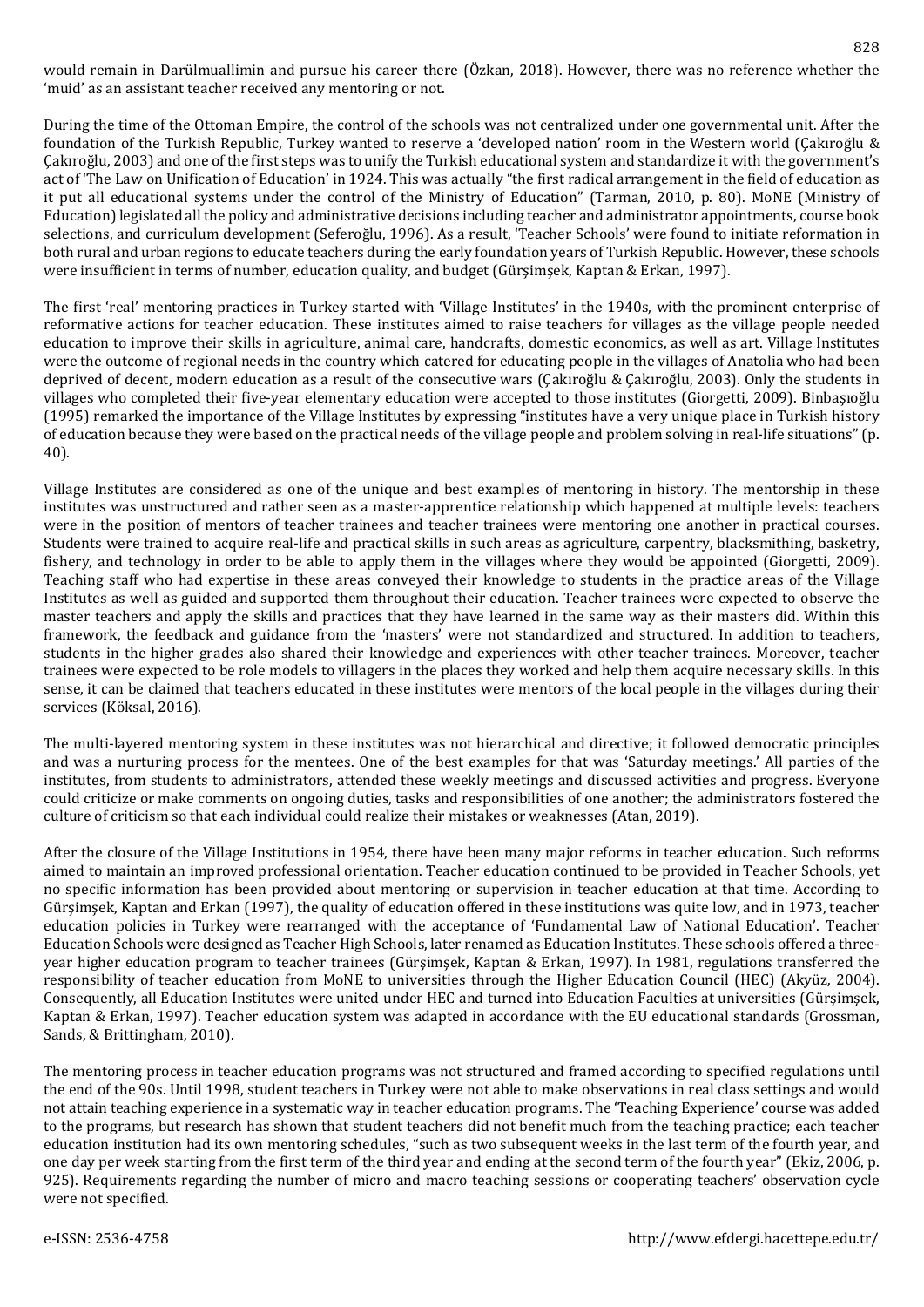would remain in Darülmuallimin and pursue his career there (Özkan, 2018). However, there was no reference whether the 'muid' as an assistant teacher received any mentoring or not.

During the time of the Ottoman Empire, the control of the schools was not centralized under one governmental unit. After the foundation of the Turkish Republic, Turkey wanted to reserve a 'developed nation' room in the Western world (Çakıroğlu & Çakıroğlu, 2003) and one of the first steps was to unify the Turkish educational system and standardize it with the government's act of 'The Law on Unification of Education' in 1924. This was actually "the first radical arrangement in the field of education as it put all educational systems under the control of the Ministry of Education" (Tarman, 2010, p. 80). MoNE (Ministry of Education) legislated all the policy and administrative decisions including teacher and administrator appointments, course book selections, and curriculum development (Seferoğlu, 1996). As a result, 'Teacher Schools' were found to initiate reformation in both rural and urban regions to educate teachers during the early foundation years of Turkish Republic. However, these schools were insufficient in terms of number, education quality, and budget (Gürşimşek, Kaptan & Erkan, 1997).

The first 'real' mentoring practices in Turkey started with 'Village Institutes' in the 1940s, with the prominent enterprise of reformative actions for teacher education. These institutes aimed to raise teachers for villages as the village people needed education to improve their skills in agriculture, animal care, handcrafts, domestic economics, as well as art. Village Institutes were the outcome of regional needs in the country which catered for educating people in the villages of Anatolia who had been deprived of decent, modern education as a result of the consecutive wars (Çakıroğlu & Çakıroğlu, 2003). Only the students in villages who completed their five-year elementary education were accepted to those institutes (Giorgetti, 2009). Binbaşıoğlu (1995) remarked the importance of the Village Institutes by expressing "institutes have a very unique place in Turkish history of education because they were based on the practical needs of the village people and problem solving in real-life situations" (p. 40).

Village Institutes are considered as one of the unique and best examples of mentoring in history. The mentorship in these institutes was unstructured and rather seen as a master-apprentice relationship which happened at multiple levels: teachers were in the position of mentors of teacher trainees and teacher trainees were mentoring one another in practical courses. Students were trained to acquire real-life and practical skills in such areas as agriculture, carpentry, blacksmithing, basketry, fishery, and technology in order to be able to apply them in the villages where they would be appointed (Giorgetti, 2009). Teaching staff who had expertise in these areas conveyed their knowledge to students in the practice areas of the Village Institutes as well as guided and supported them throughout their education. Teacher trainees were expected to observe the master teachers and apply the skills and practices that they have learned in the same way as their masters did. Within this framework, the feedback and guidance from the 'masters' were not standardized and structured. In addition to teachers, students in the higher grades also shared their knowledge and experiences with other teacher trainees. Moreover, teacher trainees were expected to be role models to villagers in the places they worked and help them acquire necessary skills. In this sense, it can be claimed that teachers educated in these institutes were mentors of the local people in the villages during their services (Köksal, 2016).

The multi-layered mentoring system in these institutes was not hierarchical and directive; it followed democratic principles and was a nurturing process for the mentees. One of the best examples for that was 'Saturday meetings.' All parties of the institutes, from students to administrators, attended these weekly meetings and discussed activities and progress. Everyone could criticize or make comments on ongoing duties, tasks and responsibilities of one another; the administrators fostered the culture of criticism so that each individual could realize their mistakes or weaknesses (Atan, 2019).

After the closure of the Village Institutions in 1954, there have been many major reforms in teacher education. Such reforms aimed to maintain an improved professional orientation. Teacher education continued to be provided in Teacher Schools, yet no specific information has been provided about mentoring or supervision in teacher education at that time. According to Gürşimşek, Kaptan and Erkan (1997), the quality of education offered in these institutions was quite low, and in 1973, teacher education policies in Turkey were rearranged with the acceptance of 'Fundamental Law of National Education'. Teacher Education Schools were designed as Teacher High Schools, later renamed as Education Institutes. These schools offered a three-year higher education program to teacher trainees (Gürşimşek, Kaptan & Erkan, 1997). In 1981, regulations transferred the responsibility of teacher education from MoNE to universities through the Higher Education Council (HEC) (Akyüz, 2004). Consequently, all Education Institutes were united under HEC and turned into Education Faculties at universities (Gürşimşek, Kaptan & Erkan, 1997). Teacher education system was adapted in accordance with the EU educational standards (Grossman, Sands, & Brittingham, 2010).

The mentoring process in teacher education programs was not structured and framed according to specified regulations until the end of the 90s. Until 1998, student teachers in Turkey were not able to make observations in real class settings and would not attain teaching experience in a systematic way in teacher education programs. The 'Teaching Experience' course was added to the programs, but research has shown that student teachers did not benefit much from the teaching practice; each teacher education institution had its own mentoring schedules, "such as two subsequent weeks in the last term of the fourth year, and one day per week starting from the first term of the third year and ending at the second term of the fourth year" (Ekiz, 2006, p. 925). Requirements regarding the number of micro and macro teaching sessions or cooperating teachers' observation cycle were not specified.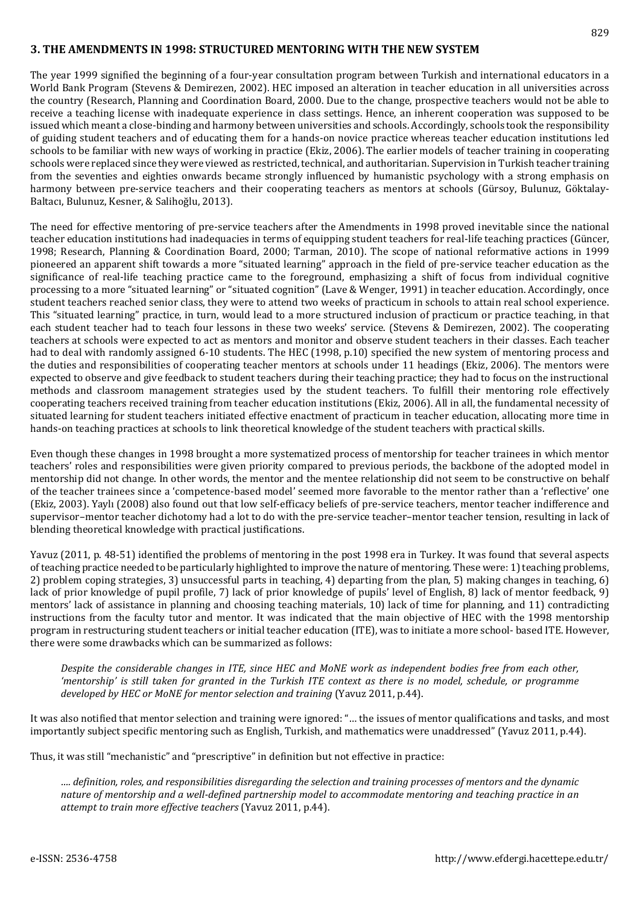## 3. THE AMENDMENTS IN 1998: STRUCTURED MENTORING WITH THE NEW SYSTEM

The year 1999 signified the beginning of a four-year consultation program between Turkish and international educators in a World Bank Program (Stevens & Demirezen, 2002). HEC imposed an alteration in teacher education in all universities across the country (Research, Planning and Coordination Board, 2000. Due to the change, prospective teachers would not be able to receive a teaching license with inadequate experience in class settings. Hence, an inherent cooperation was supposed to be issued which meant a close-binding and harmony between universities and schools. Accordingly, schools took the responsibility of guiding student teachers and of educating them for a hands-on novice practice whereas teacher education institutions led schools to be familiar with new ways of working in practice (Ekiz, 2006). The earlier models of teacher training in cooperating schools were replaced since they were viewed as restricted, technical, and authoritarian. Supervision in Turkish teacher training from the seventies and eighties onwards became strongly influenced by humanistic psychology with a strong emphasis on harmony between pre-service teachers and their cooperating teachers as mentors at schools (Gürsoy, Bulunuz, Göktalay-Baltacı, Bulunuz, Kesner, & Salihoğlu, 2013).

The need for effective mentoring of pre-service teachers after the Amendments in 1998 proved inevitable since the national teacher education institutions had inadequacies in terms of equipping student teachers for real-life teaching practices (Güncer, 1998; Research, Planning & Coordination Board, 2000; Tarman, 2010). The scope of national reformative actions in 1999 pioneered an apparent shift towards a more "situated learning" approach in the field of pre-service teacher education as the significance of real-life teaching practice came to the foreground, emphasizing a shift of focus from individual cognitive processing to a more "situated learning" or "situated cognition" (Lave & Wenger, 1991) in teacher education. Accordingly, once student teachers reached senior class, they were to attend two weeks of practicum in schools to attain real school experience. This "situated learning" practice, in turn, would lead to a more structured inclusion of practicum or practice teaching, in that each student teacher had to teach four lessons in these two weeks' service. (Stevens & Demirezen, 2002). The cooperating teachers at schools were expected to act as mentors and monitor and observe student teachers in their classes. Each teacher had to deal with randomly assigned 6-10 students. The HEC (1998, p.10) specified the new system of mentoring process and the duties and responsibilities of cooperating teacher mentors at schools under 11 headings (Ekiz, 2006). The mentors were expected to observe and give feedback to student teachers during their teaching practice; they had to focus on the instructional methods and classroom management strategies used by the student teachers. To fulfill their mentoring role effectively cooperating teachers received training from teacher education institutions (Ekiz, 2006). All in all, the fundamental necessity of situated learning for student teachers initiated effective enactment of practicum in teacher education, allocating more time in hands-on teaching practices at schools to link theoretical knowledge of the student teachers with practical skills.

Even though these changes in 1998 brought a more systematized process of mentorship for teacher trainees in which mentor teachers' roles and responsibilities were given priority compared to previous periods, the backbone of the adopted model in mentorship did not change. In other words, the mentor and the mentee relationship did not seem to be constructive on behalf of the teacher trainees since a 'competence-based model' seemed more favorable to the mentor rather than a 'reflective' one (Ekiz, 2003). Yaylı (2008) also found out that low self-efficacy beliefs of pre-service teachers, mentor teacher indifference and supervisor–mentor teacher dichotomy had a lot to do with the pre-service teacher–mentor teacher tension, resulting in lack of blending theoretical knowledge with practical justifications.

Yavuz (2011, p. 48-51) identified the problems of mentoring in the post 1998 era in Turkey. It was found that several aspects of teaching practice needed to be particularly highlighted to improve the nature of mentoring. These were: 1) teaching problems, 2) problem coping strategies, 3) unsuccessful parts in teaching, 4) departing from the plan, 5) making changes in teaching, 6) lack of prior knowledge of pupil profile, 7) lack of prior knowledge of pupils' level of English, 8) lack of mentor feedback, 9) mentors' lack of assistance in planning and choosing teaching materials, 10) lack of time for planning, and 11) contradicting instructions from the faculty tutor and mentor. It was indicated that the main objective of HEC with the 1998 mentorship program in restructuring student teachers or initial teacher education (ITE), was to initiate a more school- based ITE. However, there were some drawbacks which can be summarized as follows:

> *Despite the considerable changes in ITE, since HEC and MoNE work as independent bodies free from each other, 'mentorship' is still taken for granted in the Turkish ITE context as there is no model, schedule, or programme developed by HEC or MoNE for mentor selection and training* (Yavuz 2011, p.44).

It was also notified that mentor selection and training were ignored: "… the issues of mentor qualifications and tasks, and most importantly subject specific mentoring such as English, Turkish, and mathematics were unaddressed" (Yavuz 2011, p.44).

Thus, it was still "mechanistic" and "prescriptive" in definition but not effective in practice:

> *…. definition, roles, and responsibilities disregarding the selection and training processes of mentors and the dynamic nature of mentorship and a well-defined partnership model to accommodate mentoring and teaching practice in an attempt to train more effective teachers* (Yavuz 2011, p.44).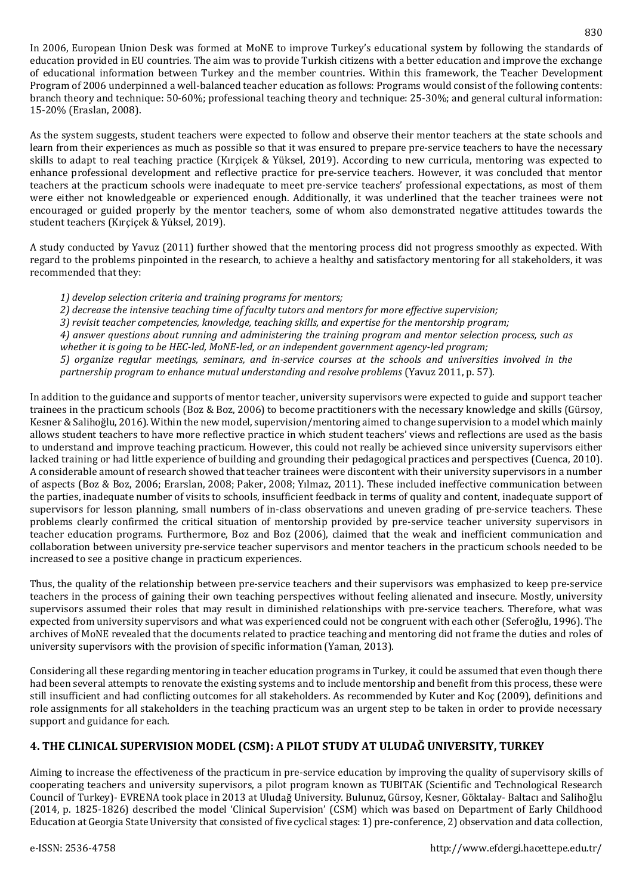In 2006, European Union Desk was formed at MoNE to improve Turkey's educational system by following the standards of education provided in EU countries. The aim was to provide Turkish citizens with a better education and improve the exchange of educational information between Turkey and the member countries. Within this framework, the Teacher Development Program of 2006 underpinned a well-balanced teacher education as follows: Programs would consist of the following contents: branch theory and technique: 50-60%; professional teaching theory and technique: 25-30%; and general cultural information: 15-20% (Eraslan, 2008).

As the system suggests, student teachers were expected to follow and observe their mentor teachers at the state schools and learn from their experiences as much as possible so that it was ensured to prepare pre-service teachers to have the necessary skills to adapt to real teaching practice (Kırçiçek & Yüksel, 2019). According to new curricula, mentoring was expected to enhance professional development and reflective practice for pre-service teachers. However, it was concluded that mentor teachers at the practicum schools were inadequate to meet pre-service teachers' professional expectations, as most of them were either not knowledgeable or experienced enough. Additionally, it was underlined that the teacher trainees were not encouraged or guided properly by the mentor teachers, some of whom also demonstrated negative attitudes towards the student teachers (Kırçiçek & Yüksel, 2019).

A study conducted by Yavuz (2011) further showed that the mentoring process did not progress smoothly as expected. With regard to the problems pinpointed in the research, to achieve a healthy and satisfactory mentoring for all stakeholders, it was recommended that they:

> *1) develop selection criteria and training programs for mentors;*
> *2) decrease the intensive teaching time of faculty tutors and mentors for more effective supervision;*
> *3) revisit teacher competencies, knowledge, teaching skills, and expertise for the mentorship program;*
> *4) answer questions about running and administering the training program and mentor selection process, such as whether it is going to be HEC-led, MoNE-led, or an independent government agency-led program;*
> *5) organize regular meetings, seminars, and in-service courses at the schools and universities involved in the partnership program to enhance mutual understanding and resolve problems* (Yavuz 2011, p. 57).

In addition to the guidance and supports of mentor teacher, university supervisors were expected to guide and support teacher trainees in the practicum schools (Boz & Boz, 2006) to become practitioners with the necessary knowledge and skills (Gürsoy, Kesner & Salihoğlu, 2016). Within the new model, supervision/mentoring aimed to change supervision to a model which mainly allows student teachers to have more reflective practice in which student teachers' views and reflections are used as the basis to understand and improve teaching practicum. However, this could not really be achieved since university supervisors either lacked training or had little experience of building and grounding their pedagogical practices and perspectives (Cuenca, 2010). A considerable amount of research showed that teacher trainees were discontent with their university supervisors in a number of aspects (Boz & Boz, 2006; Erarslan, 2008; Paker, 2008; Yılmaz, 2011). These included ineffective communication between the parties, inadequate number of visits to schools, insufficient feedback in terms of quality and content, inadequate support of supervisors for lesson planning, small numbers of in-class observations and uneven grading of pre-service teachers. These problems clearly confirmed the critical situation of mentorship provided by pre-service teacher university supervisors in teacher education programs. Furthermore, Boz and Boz (2006), claimed that the weak and inefficient communication and collaboration between university pre-service teacher supervisors and mentor teachers in the practicum schools needed to be increased to see a positive change in practicum experiences.

Thus, the quality of the relationship between pre-service teachers and their supervisors was emphasized to keep pre-service teachers in the process of gaining their own teaching perspectives without feeling alienated and insecure. Mostly, university supervisors assumed their roles that may result in diminished relationships with pre-service teachers. Therefore, what was expected from university supervisors and what was experienced could not be congruent with each other (Seferoğlu, 1996). The archives of MoNE revealed that the documents related to practice teaching and mentoring did not frame the duties and roles of university supervisors with the provision of specific information (Yaman, 2013).

Considering all these regarding mentoring in teacher education programs in Turkey, it could be assumed that even though there had been several attempts to renovate the existing systems and to include mentorship and benefit from this process, these were still insufficient and had conflicting outcomes for all stakeholders. As recommended by Kuter and Koç (2009), definitions and role assignments for all stakeholders in the teaching practicum was an urgent step to be taken in order to provide necessary support and guidance for each.

## 4. THE CLINICAL SUPERVISION MODEL (CSM): A PILOT STUDY AT ULUDAĞ UNIVERSITY, TURKEY

Aiming to increase the effectiveness of the practicum in pre-service education by improving the quality of supervisory skills of cooperating teachers and university supervisors, a pilot program known as TUBITAK (Scientific and Technological Research Council of Turkey)- EVRENA took place in 2013 at Uludağ University. Bulunuz, Gürsoy, Kesner, Göktalay- Baltacı and Salihoğlu (2014, p. 1825-1826) described the model 'Clinical Supervision' (CSM) which was based on Department of Early Childhood Education at Georgia State University that consisted of five cyclical stages: 1) pre-conference, 2) observation and data collection,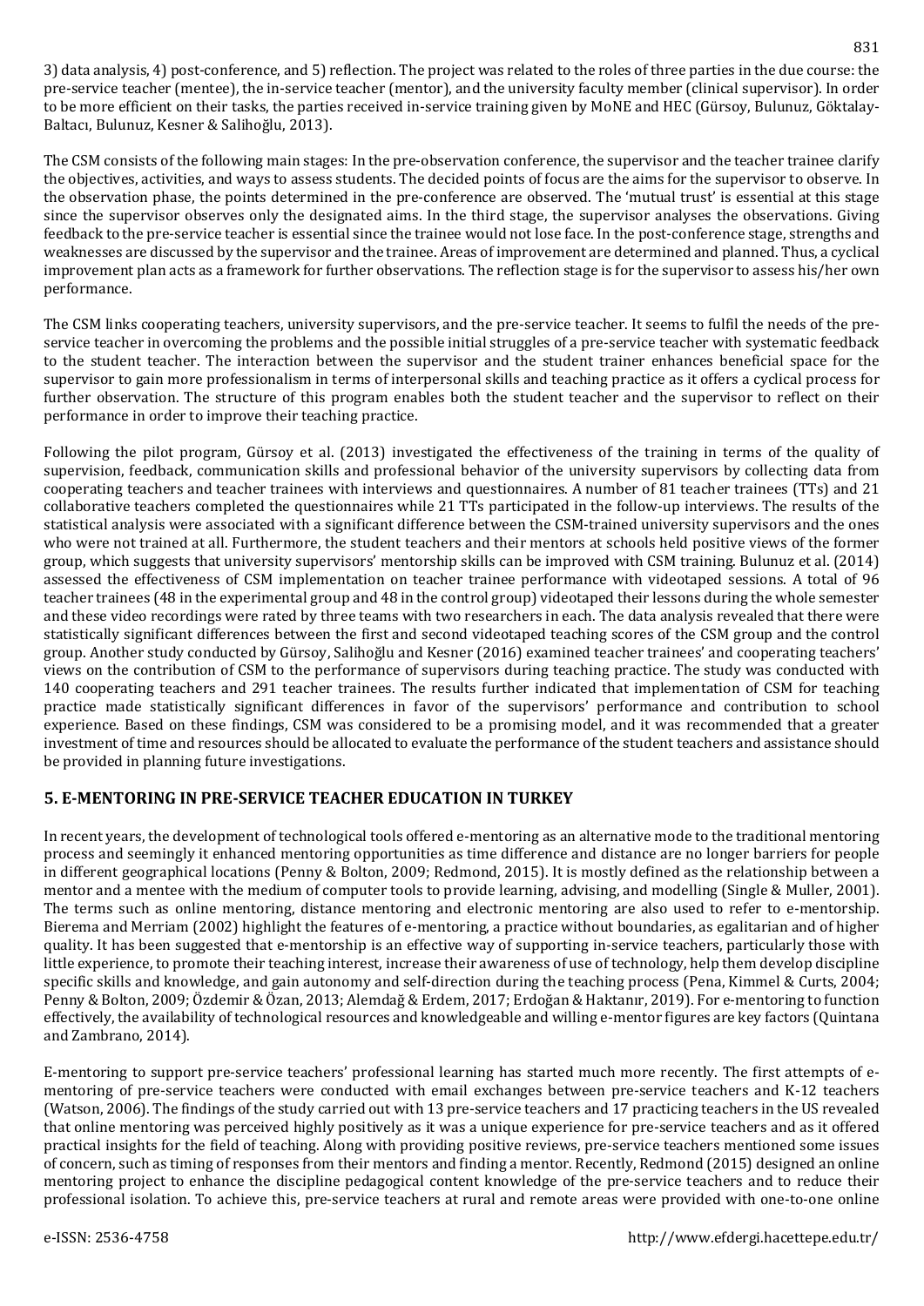3) data analysis, 4) post-conference, and 5) reflection. The project was related to the roles of three parties in the due course: the pre-service teacher (mentee), the in-service teacher (mentor), and the university faculty member (clinical supervisor). In order to be more efficient on their tasks, the parties received in-service training given by MoNE and HEC (Gürsoy, Bulunuz, Göktalay-Baltacı, Bulunuz, Kesner & Salihoğlu, 2013).

The CSM consists of the following main stages: In the pre-observation conference, the supervisor and the teacher trainee clarify the objectives, activities, and ways to assess students. The decided points of focus are the aims for the supervisor to observe. In the observation phase, the points determined in the pre-conference are observed. The 'mutual trust' is essential at this stage since the supervisor observes only the designated aims. In the third stage, the supervisor analyses the observations. Giving feedback to the pre-service teacher is essential since the trainee would not lose face. In the post-conference stage, strengths and weaknesses are discussed by the supervisor and the trainee. Areas of improvement are determined and planned. Thus, a cyclical improvement plan acts as a framework for further observations. The reflection stage is for the supervisor to assess his/her own performance.

The CSM links cooperating teachers, university supervisors, and the pre-service teacher. It seems to fulfil the needs of the pre-service teacher in overcoming the problems and the possible initial struggles of a pre-service teacher with systematic feedback to the student teacher. The interaction between the supervisor and the student trainer enhances beneficial space for the supervisor to gain more professionalism in terms of interpersonal skills and teaching practice as it offers a cyclical process for further observation. The structure of this program enables both the student teacher and the supervisor to reflect on their performance in order to improve their teaching practice.

Following the pilot program, Gürsoy et al. (2013) investigated the effectiveness of the training in terms of the quality of supervision, feedback, communication skills and professional behavior of the university supervisors by collecting data from cooperating teachers and teacher trainees with interviews and questionnaires. A number of 81 teacher trainees (TTs) and 21 collaborative teachers completed the questionnaires while 21 TTs participated in the follow-up interviews. The results of the statistical analysis were associated with a significant difference between the CSM-trained university supervisors and the ones who were not trained at all. Furthermore, the student teachers and their mentors at schools held positive views of the former group, which suggests that university supervisors' mentorship skills can be improved with CSM training. Bulunuz et al. (2014) assessed the effectiveness of CSM implementation on teacher trainee performance with videotaped sessions. A total of 96 teacher trainees (48 in the experimental group and 48 in the control group) videotaped their lessons during the whole semester and these video recordings were rated by three teams with two researchers in each. The data analysis revealed that there were statistically significant differences between the first and second videotaped teaching scores of the CSM group and the control group. Another study conducted by Gürsoy, Salihoğlu and Kesner (2016) examined teacher trainees' and cooperating teachers' views on the contribution of CSM to the performance of supervisors during teaching practice. The study was conducted with 140 cooperating teachers and 291 teacher trainees. The results further indicated that implementation of CSM for teaching practice made statistically significant differences in favor of the supervisors' performance and contribution to school experience. Based on these findings, CSM was considered to be a promising model, and it was recommended that a greater investment of time and resources should be allocated to evaluate the performance of the student teachers and assistance should be provided in planning future investigations.

## 5. E-MENTORING IN PRE-SERVICE TEACHER EDUCATION IN TURKEY

In recent years, the development of technological tools offered e-mentoring as an alternative mode to the traditional mentoring process and seemingly it enhanced mentoring opportunities as time difference and distance are no longer barriers for people in different geographical locations (Penny & Bolton, 2009; Redmond, 2015). It is mostly defined as the relationship between a mentor and a mentee with the medium of computer tools to provide learning, advising, and modelling (Single & Muller, 2001). The terms such as online mentoring, distance mentoring and electronic mentoring are also used to refer to e-mentorship. Bierema and Merriam (2002) highlight the features of e-mentoring, a practice without boundaries, as egalitarian and of higher quality. It has been suggested that e-mentorship is an effective way of supporting in-service teachers, particularly those with little experience, to promote their teaching interest, increase their awareness of use of technology, help them develop discipline specific skills and knowledge, and gain autonomy and self-direction during the teaching process (Pena, Kimmel & Curts, 2004; Penny & Bolton, 2009; Özdemir & Özan, 2013; Alemdağ & Erdem, 2017; Erdoğan & Haktanır, 2019). For e-mentoring to function effectively, the availability of technological resources and knowledgeable and willing e-mentor figures are key factors (Quintana and Zambrano, 2014).

E-mentoring to support pre-service teachers' professional learning has started much more recently. The first attempts of e-mentoring of pre-service teachers were conducted with email exchanges between pre-service teachers and K-12 teachers (Watson, 2006). The findings of the study carried out with 13 pre-service teachers and 17 practicing teachers in the US revealed that online mentoring was perceived highly positively as it was a unique experience for pre-service teachers and as it offered practical insights for the field of teaching. Along with providing positive reviews, pre-service teachers mentioned some issues of concern, such as timing of responses from their mentors and finding a mentor. Recently, Redmond (2015) designed an online mentoring project to enhance the discipline pedagogical content knowledge of the pre-service teachers and to reduce their professional isolation. To achieve this, pre-service teachers at rural and remote areas were provided with one-to-one online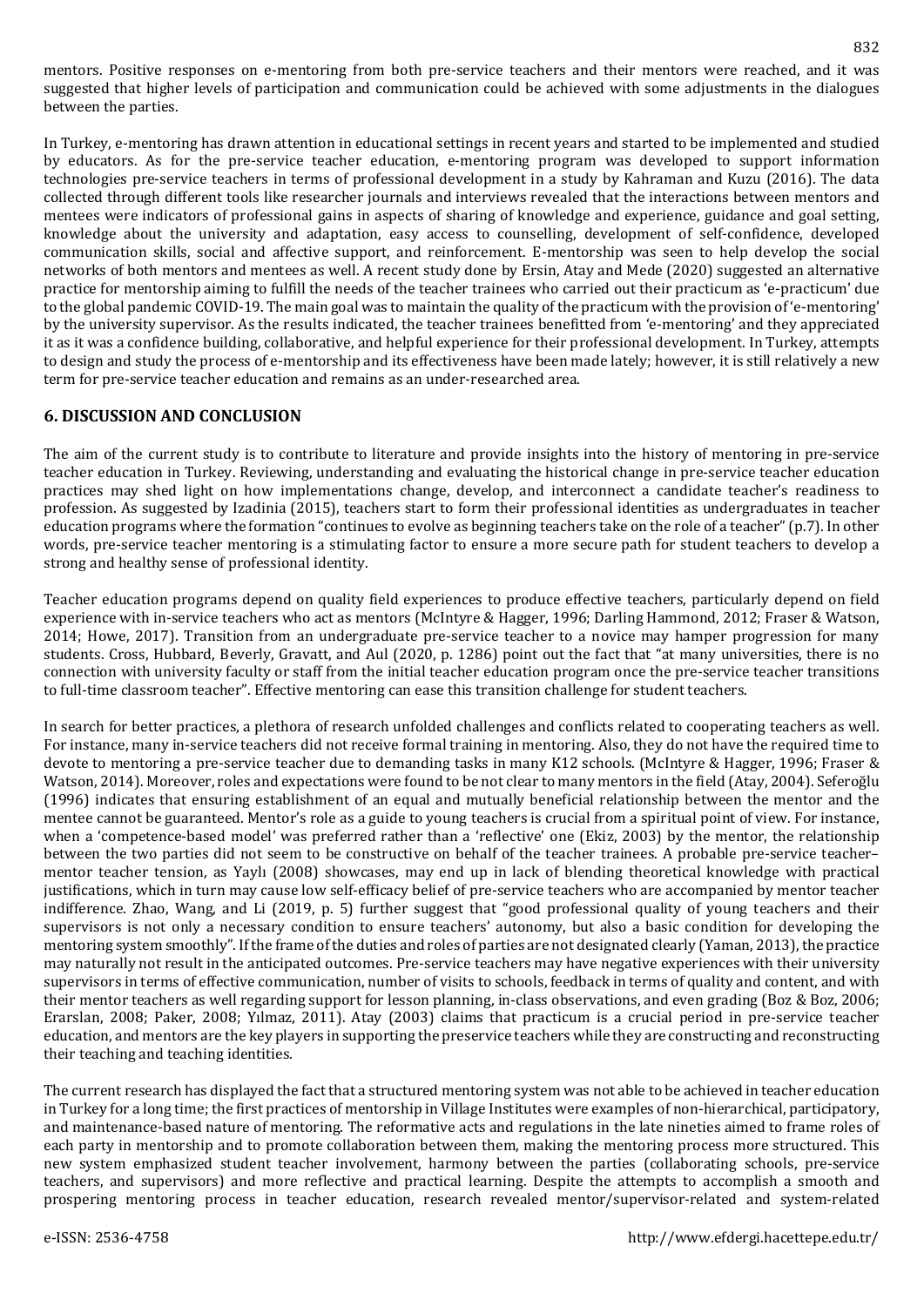mentors. Positive responses on e-mentoring from both pre-service teachers and their mentors were reached, and it was suggested that higher levels of participation and communication could be achieved with some adjustments in the dialogues between the parties.

In Turkey, e-mentoring has drawn attention in educational settings in recent years and started to be implemented and studied by educators. As for the pre-service teacher education, e-mentoring program was developed to support information technologies pre-service teachers in terms of professional development in a study by Kahraman and Kuzu (2016). The data collected through different tools like researcher journals and interviews revealed that the interactions between mentors and mentees were indicators of professional gains in aspects of sharing of knowledge and experience, guidance and goal setting, knowledge about the university and adaptation, easy access to counselling, development of self-confidence, developed communication skills, social and affective support, and reinforcement. E-mentorship was seen to help develop the social networks of both mentors and mentees as well. A recent study done by Ersin, Atay and Mede (2020) suggested an alternative practice for mentorship aiming to fulfill the needs of the teacher trainees who carried out their practicum as 'e-practicum' due to the global pandemic COVID-19. The main goal was to maintain the quality of the practicum with the provision of 'e-mentoring' by the university supervisor. As the results indicated, the teacher trainees benefitted from 'e-mentoring' and they appreciated it as it was a confidence building, collaborative, and helpful experience for their professional development. In Turkey, attempts to design and study the process of e-mentorship and its effectiveness have been made lately; however, it is still relatively a new term for pre-service teacher education and remains as an under-researched area.

## 6. DISCUSSION AND CONCLUSION

The aim of the current study is to contribute to literature and provide insights into the history of mentoring in pre-service teacher education in Turkey. Reviewing, understanding and evaluating the historical change in pre-service teacher education practices may shed light on how implementations change, develop, and interconnect a candidate teacher's readiness to profession. As suggested by Izadinia (2015), teachers start to form their professional identities as undergraduates in teacher education programs where the formation "continues to evolve as beginning teachers take on the role of a teacher" (p.7). In other words, pre-service teacher mentoring is a stimulating factor to ensure a more secure path for student teachers to develop a strong and healthy sense of professional identity.

Teacher education programs depend on quality field experiences to produce effective teachers, particularly depend on field experience with in-service teachers who act as mentors (McIntyre & Hagger, 1996; Darling Hammond, 2012; Fraser & Watson, 2014; Howe, 2017). Transition from an undergraduate pre-service teacher to a novice may hamper progression for many students. Cross, Hubbard, Beverly, Gravatt, and Aul (2020, p. 1286) point out the fact that "at many universities, there is no connection with university faculty or staff from the initial teacher education program once the pre-service teacher transitions to full-time classroom teacher". Effective mentoring can ease this transition challenge for student teachers.

In search for better practices, a plethora of research unfolded challenges and conflicts related to cooperating teachers as well. For instance, many in-service teachers did not receive formal training in mentoring. Also, they do not have the required time to devote to mentoring a pre-service teacher due to demanding tasks in many K12 schools. (McIntyre & Hagger, 1996; Fraser & Watson, 2014). Moreover, roles and expectations were found to be not clear to many mentors in the field (Atay, 2004). Seferoğlu (1996) indicates that ensuring establishment of an equal and mutually beneficial relationship between the mentor and the mentee cannot be guaranteed. Mentor's role as a guide to young teachers is crucial from a spiritual point of view. For instance, when a 'competence-based model' was preferred rather than a 'reflective' one (Ekiz, 2003) by the mentor, the relationship between the two parties did not seem to be constructive on behalf of the teacher trainees. A probable pre-service teacher–mentor teacher tension, as Yaylı (2008) showcases, may end up in lack of blending theoretical knowledge with practical justifications, which in turn may cause low self-efficacy belief of pre-service teachers who are accompanied by mentor teacher indifference. Zhao, Wang, and Li (2019, p. 5) further suggest that "good professional quality of young teachers and their supervisors is not only a necessary condition to ensure teachers' autonomy, but also a basic condition for developing the mentoring system smoothly". If the frame of the duties and roles of parties are not designated clearly (Yaman, 2013), the practice may naturally not result in the anticipated outcomes. Pre-service teachers may have negative experiences with their university supervisors in terms of effective communication, number of visits to schools, feedback in terms of quality and content, and with their mentor teachers as well regarding support for lesson planning, in-class observations, and even grading (Boz & Boz, 2006; Erarslan, 2008; Paker, 2008; Yılmaz, 2011). Atay (2003) claims that practicum is a crucial period in pre-service teacher education, and mentors are the key players in supporting the preservice teachers while they are constructing and reconstructing their teaching and teaching identities.

The current research has displayed the fact that a structured mentoring system was not able to be achieved in teacher education in Turkey for a long time; the first practices of mentorship in Village Institutes were examples of non-hierarchical, participatory, and maintenance-based nature of mentoring. The reformative acts and regulations in the late nineties aimed to frame roles of each party in mentorship and to promote collaboration between them, making the mentoring process more structured. This new system emphasized student teacher involvement, harmony between the parties (collaborating schools, pre-service teachers, and supervisors) and more reflective and practical learning. Despite the attempts to accomplish a smooth and prospering mentoring process in teacher education, research revealed mentor/supervisor-related and system-related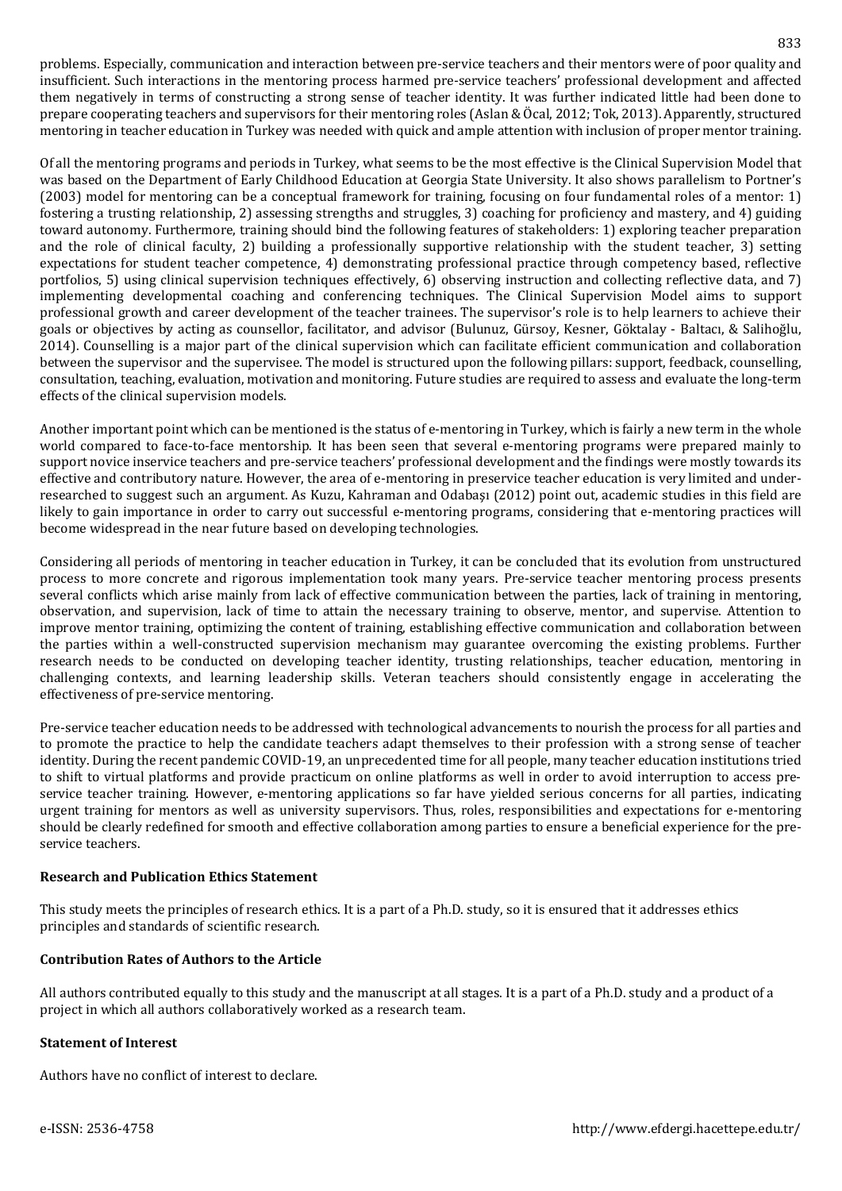problems. Especially, communication and interaction between pre-service teachers and their mentors were of poor quality and insufficient. Such interactions in the mentoring process harmed pre-service teachers' professional development and affected them negatively in terms of constructing a strong sense of teacher identity. It was further indicated little had been done to prepare cooperating teachers and supervisors for their mentoring roles (Aslan & Öcal, 2012; Tok, 2013). Apparently, structured mentoring in teacher education in Turkey was needed with quick and ample attention with inclusion of proper mentor training.

Of all the mentoring programs and periods in Turkey, what seems to be the most effective is the Clinical Supervision Model that was based on the Department of Early Childhood Education at Georgia State University. It also shows parallelism to Portner's (2003) model for mentoring can be a conceptual framework for training, focusing on four fundamental roles of a mentor: 1) fostering a trusting relationship, 2) assessing strengths and struggles, 3) coaching for proficiency and mastery, and 4) guiding toward autonomy. Furthermore, training should bind the following features of stakeholders: 1) exploring teacher preparation and the role of clinical faculty, 2) building a professionally supportive relationship with the student teacher, 3) setting expectations for student teacher competence, 4) demonstrating professional practice through competency based, reflective portfolios, 5) using clinical supervision techniques effectively, 6) observing instruction and collecting reflective data, and 7) implementing developmental coaching and conferencing techniques. The Clinical Supervision Model aims to support professional growth and career development of the teacher trainees. The supervisor's role is to help learners to achieve their goals or objectives by acting as counsellor, facilitator, and advisor (Bulunuz, Gürsoy, Kesner, Göktalay - Baltacı, & Salihoğlu, 2014). Counselling is a major part of the clinical supervision which can facilitate efficient communication and collaboration between the supervisor and the supervisee. The model is structured upon the following pillars: support, feedback, counselling, consultation, teaching, evaluation, motivation and monitoring. Future studies are required to assess and evaluate the long-term effects of the clinical supervision models.

Another important point which can be mentioned is the status of e-mentoring in Turkey, which is fairly a new term in the whole world compared to face-to-face mentorship. It has been seen that several e-mentoring programs were prepared mainly to support novice inservice teachers and pre-service teachers' professional development and the findings were mostly towards its effective and contributory nature. However, the area of e-mentoring in preservice teacher education is very limited and under-researched to suggest such an argument. As Kuzu, Kahraman and Odabaşı (2012) point out, academic studies in this field are likely to gain importance in order to carry out successful e-mentoring programs, considering that e-mentoring practices will become widespread in the near future based on developing technologies.

Considering all periods of mentoring in teacher education in Turkey, it can be concluded that its evolution from unstructured process to more concrete and rigorous implementation took many years. Pre-service teacher mentoring process presents several conflicts which arise mainly from lack of effective communication between the parties, lack of training in mentoring, observation, and supervision, lack of time to attain the necessary training to observe, mentor, and supervise. Attention to improve mentor training, optimizing the content of training, establishing effective communication and collaboration between the parties within a well-constructed supervision mechanism may guarantee overcoming the existing problems. Further research needs to be conducted on developing teacher identity, trusting relationships, teacher education, mentoring in challenging contexts, and learning leadership skills. Veteran teachers should consistently engage in accelerating the effectiveness of pre-service mentoring.

Pre-service teacher education needs to be addressed with technological advancements to nourish the process for all parties and to promote the practice to help the candidate teachers adapt themselves to their profession with a strong sense of teacher identity. During the recent pandemic COVID-19, an unprecedented time for all people, many teacher education institutions tried to shift to virtual platforms and provide practicum on online platforms as well in order to avoid interruption to access pre-service teacher training. However, e-mentoring applications so far have yielded serious concerns for all parties, indicating urgent training for mentors as well as university supervisors. Thus, roles, responsibilities and expectations for e-mentoring should be clearly redefined for smooth and effective collaboration among parties to ensure a beneficial experience for the pre-service teachers.

**Research and Publication Ethics Statement**

This study meets the principles of research ethics. It is a part of a Ph.D. study, so it is ensured that it addresses ethics principles and standards of scientific research.

**Contribution Rates of Authors to the Article**

All authors contributed equally to this study and the manuscript at all stages. It is a part of a Ph.D. study and a product of a project in which all authors collaboratively worked as a research team.

**Statement of Interest**

Authors have no conflict of interest to declare.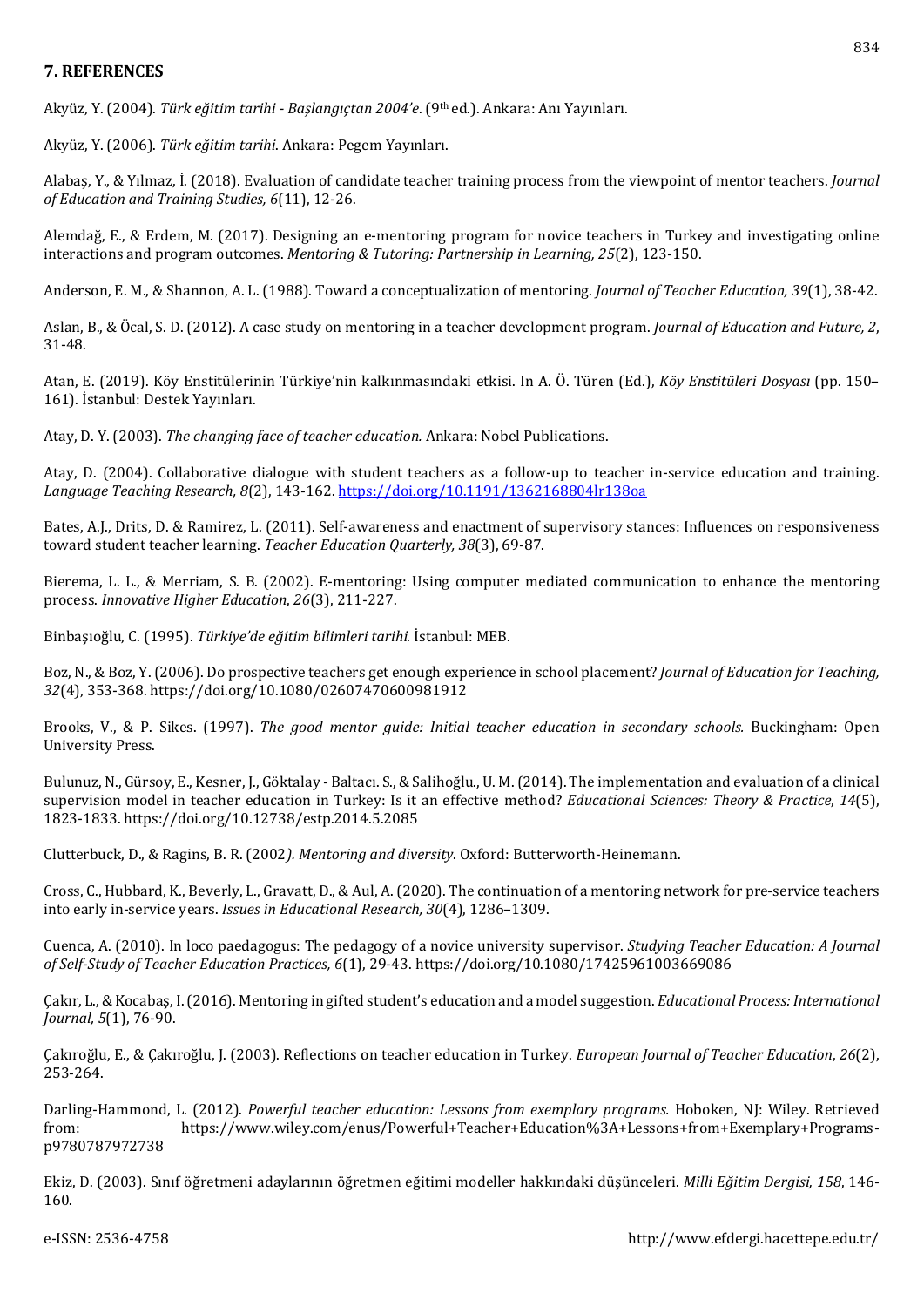## 7. REFERENCES

Akyüz, Y. (2004). *Türk eğitim tarihi - Başlangıçtan 2004'e*. (9th ed.). Ankara: Anı Yayınları.

Akyüz, Y. (2006). *Türk eğitim tarihi*. Ankara: Pegem Yayınları.

Alabaş, Y., & Yılmaz, İ. (2018). Evaluation of candidate teacher training process from the viewpoint of mentor teachers. *Journal of Education and Training Studies, 6*(11), 12-26.

Alemdağ, E., & Erdem, M. (2017). Designing an e-mentoring program for novice teachers in Turkey and investigating online interactions and program outcomes. *Mentoring & Tutoring: Partnership in Learning, 25*(2), 123-150.

Anderson, E. M., & Shannon, A. L. (1988). Toward a conceptualization of mentoring. *Journal of Teacher Education, 39*(1), 38-42.

Aslan, B., & Öcal, S. D. (2012). A case study on mentoring in a teacher development program. *Journal of Education and Future, 2*, 31-48.

Atan, E. (2019). Köy Enstitülerinin Türkiye'nin kalkınmasındaki etkisi. In A. Ö. Türen (Ed.), *Köy Enstitüleri Dosyası* (pp. 150–161). İstanbul: Destek Yayınları.

Atay, D. Y. (2003). *The changing face of teacher education*. Ankara: Nobel Publications.

Atay, D. (2004). Collaborative dialogue with student teachers as a follow-up to teacher in-service education and training. *Language Teaching Research, 8*(2), 143-162. https://doi.org/10.1191/1362168804lr138oa

Bates, A.J., Drits, D. & Ramirez, L. (2011). Self-awareness and enactment of supervisory stances: Influences on responsiveness toward student teacher learning. *Teacher Education Quarterly, 38*(3), 69-87.

Bierema, L. L., & Merriam, S. B. (2002). E-mentoring: Using computer mediated communication to enhance the mentoring process. *Innovative Higher Education*, *26*(3), 211-227.

Binbaşıoğlu, C. (1995). *Türkiye'de eğitim bilimleri tarihi.* İstanbul: MEB.

Boz, N., & Boz, Y. (2006). Do prospective teachers get enough experience in school placement? *Journal of Education for Teaching, 32*(4), 353-368. https://doi.org/10.1080/02607470600981912

Brooks, V., & P. Sikes. (1997). *The good mentor guide: Initial teacher education in secondary schools.* Buckingham: Open University Press.

Bulunuz, N., Gürsoy, E., Kesner, J., Göktalay - Baltacı. S., & Salihoğlu., U. M. (2014). The implementation and evaluation of a clinical supervision model in teacher education in Turkey: Is it an effective method? *Educational Sciences: Theory & Practice*, *14*(5), 1823-1833. https://doi.org/10.12738/estp.2014.5.2085

Clutterbuck, D., & Ragins, B. R. (2002*). Mentoring and diversity*. Oxford: Butterworth-Heinemann.

Cross, C., Hubbard, K., Beverly, L., Gravatt, D., & Aul, A. (2020). The continuation of a mentoring network for pre-service teachers into early in-service years. *Issues in Educational Research, 30*(4), 1286–1309.

Cuenca, A. (2010). In loco paedagogus: The pedagogy of a novice university supervisor. *Studying Teacher Education: A Journal of Self-Study of Teacher Education Practices, 6*(1), 29-43. https://doi.org/10.1080/17425961003669086

Çakır, L., & Kocabaş, I. (2016). Mentoring in gifted student's education and a model suggestion. *Educational Process: International Journal, 5*(1), 76-90.

Çakıroğlu, E., & Çakıroğlu, J. (2003). Reflections on teacher education in Turkey. *European Journal of Teacher Education*, *26*(2), 253-264.

Darling-Hammond, L. (2012). *Powerful teacher education: Lessons from exemplary programs.* Hoboken, NJ: Wiley. Retrieved from: https://www.wiley.com/enus/Powerful+Teacher+Education%3A+Lessons+from+Exemplary+Programs-p9780787972738

Ekiz, D. (2003). Sınıf öğretmeni adaylarının öğretmen eğitimi modeller hakkındaki düşünceleri. *Milli Eğitim Dergisi, 158*, 146-160.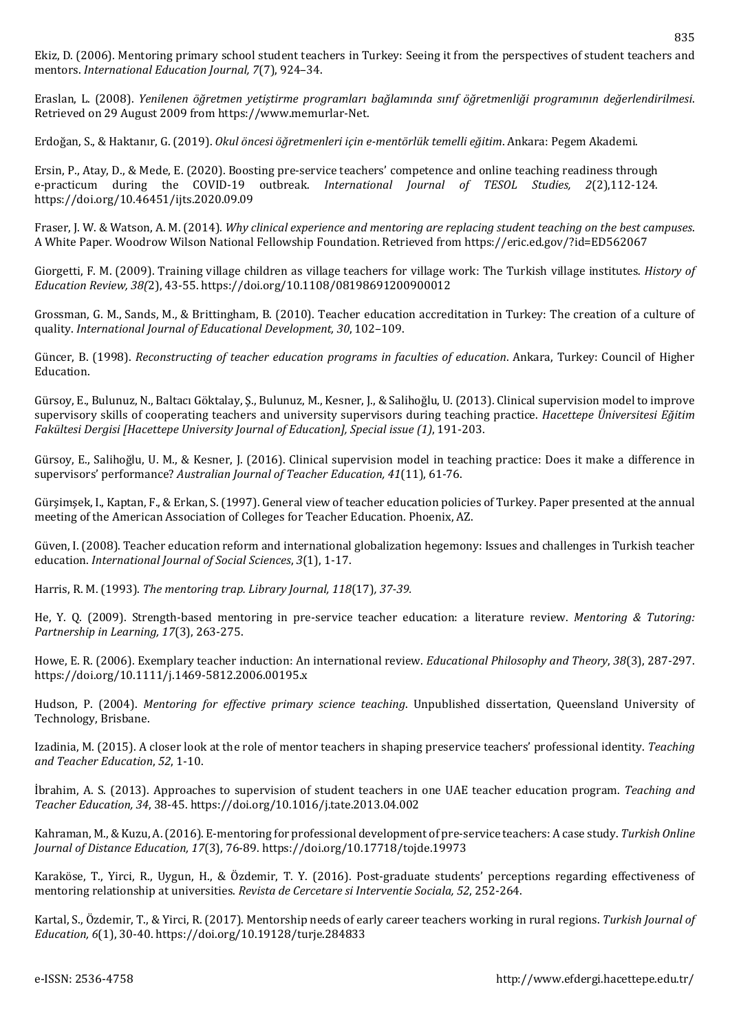Ekiz, D. (2006). Mentoring primary school student teachers in Turkey: Seeing it from the perspectives of student teachers and mentors. *International Education Journal, 7*(7), 924–34.

Eraslan, L. (2008). *Yenilenen öğretmen yetiştirme programları bağlamında sınıf öğretmenliği programının değerlendirilmesi*. Retrieved on 29 August 2009 from https://www.memurlar-Net.

Erdoğan, S., & Haktanır, G. (2019). *Okul öncesi öğretmenleri için e-mentörlük temelli eğitim*. Ankara: Pegem Akademi.

Ersin, P., Atay, D., & Mede, E. (2020). Boosting pre-service teachers' competence and online teaching readiness through e-practicum during the COVID-19 outbreak. *International Journal of TESOL Studies, 2*(2),112-124. https://doi.org/10.46451/ijts.2020.09.09

Fraser, J. W. & Watson, A. M. (2014). *Why clinical experience and mentoring are replacing student teaching on the best campuses*. A White Paper. Woodrow Wilson National Fellowship Foundation. Retrieved from https://eric.ed.gov/?id=ED562067

Giorgetti, F. M. (2009). Training village children as village teachers for village work: The Turkish village institutes. *History of Education Review, 38(*2), 43-55. https://doi.org/10.1108/08198691200900012

Grossman, G. M., Sands, M., & Brittingham, B. (2010). Teacher education accreditation in Turkey: The creation of a culture of quality. *International Journal of Educational Development, 30*, 102–109.

Güncer, B. (1998). *Reconstructing of teacher education programs in faculties of education*. Ankara, Turkey: Council of Higher Education.

Gürsoy, E., Bulunuz, N., Baltacı Göktalay, Ş., Bulunuz, M., Kesner, J., & Salihoğlu, U. (2013). Clinical supervision model to improve supervisory skills of cooperating teachers and university supervisors during teaching practice. *Hacettepe Üniversitesi Eğitim Fakültesi Dergisi [Hacettepe University Journal of Education], Special issue (1)*, 191-203.

Gürsoy, E., Salihoğlu, U. M., & Kesner, J. (2016). Clinical supervision model in teaching practice: Does it make a difference in supervisors' performance? *Australian Journal of Teacher Education, 41*(11), 61-76.

Gürşimşek, I., Kaptan, F., & Erkan, S. (1997). General view of teacher education policies of Turkey. Paper presented at the annual meeting of the American Association of Colleges for Teacher Education. Phoenix, AZ.

Güven, I. (2008). Teacher education reform and international globalization hegemony: Issues and challenges in Turkish teacher education. *International Journal of Social Sciences*, *3*(1), 1-17.

Harris, R. M. (1993). *The mentoring trap. Library Journal, 118*(17)*, 37-39.*

He, Y. Q. (2009). Strength-based mentoring in pre-service teacher education: a literature review. *Mentoring & Tutoring: Partnership in Learning, 17*(3), 263-275.

Howe, E. R. (2006). Exemplary teacher induction: An international review. *Educational Philosophy and Theory*, *38*(3), 287-297. https://doi.org/10.1111/j.1469-5812.2006.00195.x

Hudson, P. (2004). *Mentoring for effective primary science teaching*. Unpublished dissertation, Queensland University of Technology, Brisbane.

Izadinia, M. (2015). A closer look at the role of mentor teachers in shaping preservice teachers' professional identity. *Teaching and Teacher Education*, *52*, 1-10.

İbrahim, A. S. (2013). Approaches to supervision of student teachers in one UAE teacher education program. *Teaching and Teacher Education, 34*, 38-45. https://doi.org/10.1016/j.tate.2013.04.002

Kahraman, M., & Kuzu, A. (2016). E-mentoring for professional development of pre-service teachers: A case study. *Turkish Online Journal of Distance Education, 17*(3), 76-89. https://doi.org/10.17718/tojde.19973

Karaköse, T., Yirci, R., Uygun, H., & Özdemir, T. Y. (2016). Post-graduate students' perceptions regarding effectiveness of mentoring relationship at universities. *Revista de Cercetare si Interventie Sociala, 52*, 252-264.

Kartal, S., Özdemir, T., & Yirci, R. (2017). Mentorship needs of early career teachers working in rural regions. *Turkish Journal of Education, 6*(1), 30-40. https://doi.org/10.19128/turje.284833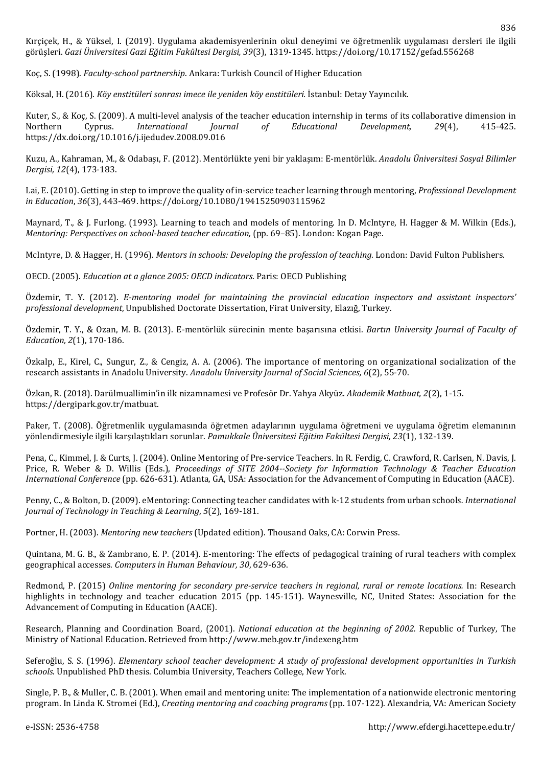Kırçiçek, H., & Yüksel, I. (2019). Uygulama akademisyenlerinin okul deneyimi ve öğretmenlik uygulaması dersleri ile ilgili görüşleri. *Gazi Üniversitesi Gazi Eğitim Fakültesi Dergisi, 39*(3), 1319-1345. https://doi.org/10.17152/gefad.556268

Koç, S. (1998). *Faculty-school partnership*. Ankara: Turkish Council of Higher Education

Köksal, H. (2016). *Köy enstitüleri sonrası imece ile yeniden köy enstitüleri.* İstanbul: Detay Yayıncılık.

Kuter, S., & Koç, S. (2009). A multi-level analysis of the teacher education internship in terms of its collaborative dimension in Northern Cyprus. *International Journal of Educational Development, 29*(4), 415-425. https://dx.doi.org/10.1016/j.ijedudev.2008.09.016

Kuzu, A., Kahraman, M., & Odabaşı, F. (2012). Mentörlükte yeni bir yaklaşım: E-mentörlük. *Anadolu Üniversitesi Sosyal Bilimler Dergisi, 12*(4), 173-183.

Lai, E. (2010). Getting in step to improve the quality of in-service teacher learning through mentoring, *Professional Development in Education*, *36*(3), 443-469. https://doi.org/10.1080/19415250903115962

Maynard, T., & J. Furlong. (1993). Learning to teach and models of mentoring. In D. McIntyre, H. Hagger & M. Wilkin (Eds.), *Mentoring: Perspectives on school-based teacher education,* (pp. 69–85). London: Kogan Page.

McIntyre, D. & Hagger, H. (1996). *Mentors in schools: Developing the profession of teaching.* London: David Fulton Publishers.

OECD. (2005). *Education at a glance 2005: OECD indicators*. Paris: OECD Publishing

Özdemir, T. Y. (2012). *E-mentoring model for maintaining the provincial education inspectors and assistant inspectors' professional development*, Unpublished Doctorate Dissertation, Firat University, Elazığ, Turkey.

Özdemir, T. Y., & Ozan, M. B. (2013). E-mentörlük sürecinin mente başarısına etkisi. *Bartın University Journal of Faculty of Education, 2*(1), 170-186.

Özkalp, E., Kirel, C., Sungur, Z., & Cengiz, A. A. (2006). The importance of mentoring on organizational socialization of the research assistants in Anadolu University. *Anadolu University Journal of Social Sciences, 6*(2), 55-70.

Özkan, R. (2018). Darülmuallimin'in ilk nizamnamesi ve Profesör Dr. Yahya Akyüz. *Akademik Matbuat, 2*(2), 1-15. https://dergipark.gov.tr/matbuat.

Paker, T. (2008). Öğretmenlik uygulamasında öğretmen adaylarının uygulama öğretmeni ve uygulama öğretim elemanının yönlendirmesiyle ilgili karşılaştıkları sorunlar. *Pamukkale Üniversitesi Eğitim Fakültesi Dergisi, 23*(1), 132-139.

Pena, C., Kimmel, J. & Curts, J. (2004). Online Mentoring of Pre-service Teachers. In R. Ferdig, C. Crawford, R. Carlsen, N. Davis, J. Price, R. Weber & D. Willis (Eds.), *Proceedings of SITE 2004--Society for Information Technology & Teacher Education International Conference* (pp. 626-631). Atlanta, GA, USA: Association for the Advancement of Computing in Education (AACE).

Penny, C., & Bolton, D. (2009). eMentoring: Connecting teacher candidates with k-12 students from urban schools*. International Journal of Technology in Teaching & Learning*, *5*(2), 169-181.

Portner, H. (2003). *Mentoring new teachers* (Updated edition). Thousand Oaks, CA: Corwin Press.

Quintana, M. G. B., & Zambrano, E. P. (2014). E-mentoring: The effects of pedagogical training of rural teachers with complex geographical accesses. *Computers in Human Behaviour, 30*, 629-636.

Redmond, P. (2015) *Online mentoring for secondary pre-service teachers in regional, rural or remote locations.* In: Research highlights in technology and teacher education 2015 (pp. 145-151). Waynesville, NC, United States: Association for the Advancement of Computing in Education (AACE).

Research, Planning and Coordination Board, (2001). *National education at the beginning of 2002.* Republic of Turkey*,* The Ministry of National Education. Retrieved from http://www.meb.gov.tr/indexeng.htm

Seferoğlu, S. S. (1996). *Elementary school teacher development: A study of professional development opportunities in Turkish schools*. Unpublished PhD thesis. Columbia University, Teachers College, New York.

Single, P. B., & Muller, C. B. (2001). When email and mentoring unite: The implementation of a nationwide electronic mentoring program. In Linda K. Stromei (Ed.), *Creating mentoring and coaching programs* (pp. 107-122). Alexandria, VA: American Society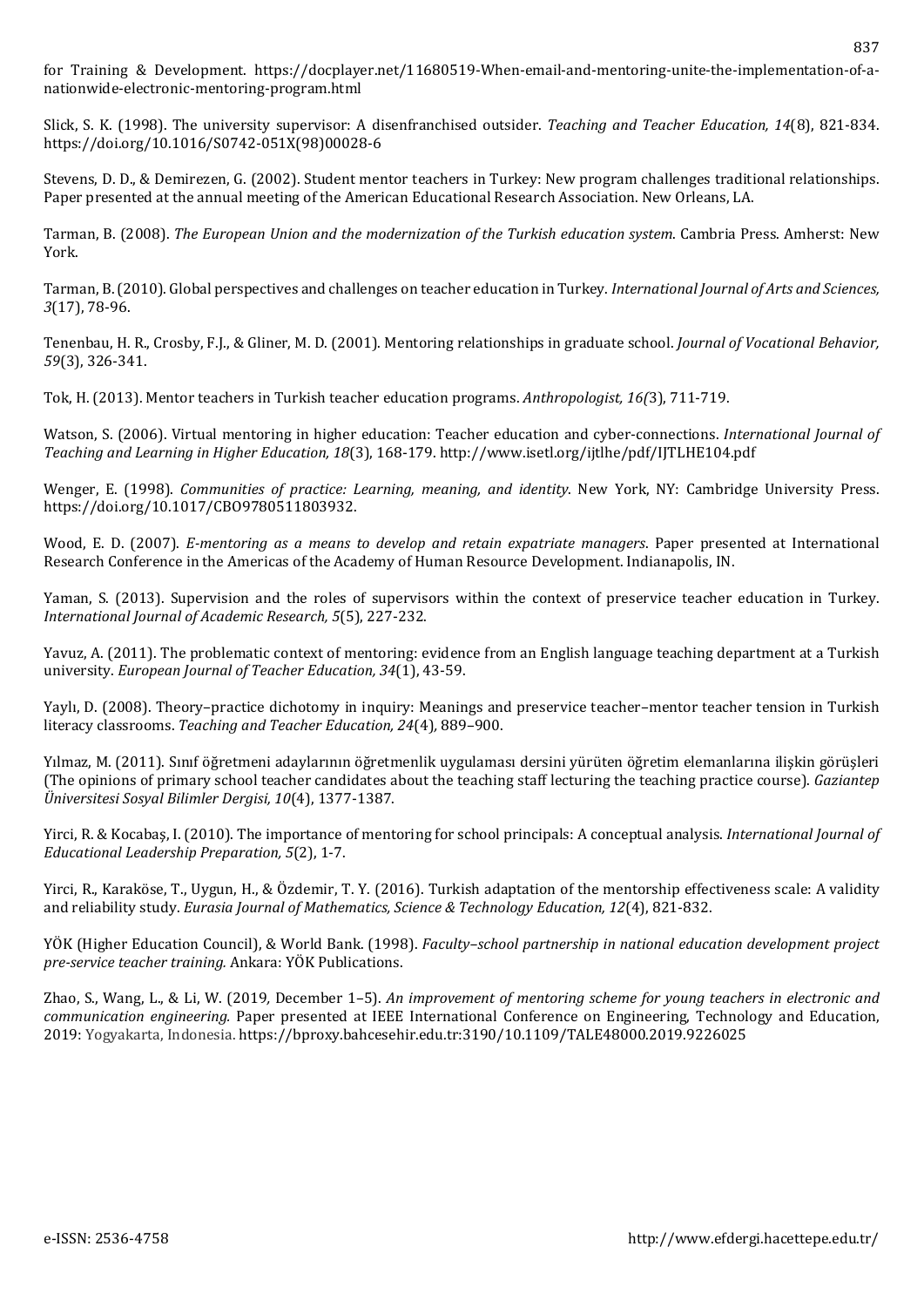for Training & Development. https://docplayer.net/11680519-When-email-and-mentoring-unite-the-implementation-of-a-nationwide-electronic-mentoring-program.html

Slick, S. K. (1998). The university supervisor: A disenfranchised outsider. *Teaching and Teacher Education, 14*(8), 821-834. https://doi.org/10.1016/S0742-051X(98)00028-6

Stevens, D. D., & Demirezen, G. (2002). Student mentor teachers in Turkey: New program challenges traditional relationships. Paper presented at the annual meeting of the American Educational Research Association. New Orleans, LA.

Tarman, B. (2008). *The European Union and the modernization of the Turkish education system*. Cambria Press. Amherst: New York.

Tarman, B. (2010). Global perspectives and challenges on teacher education in Turkey. *International Journal of Arts and Sciences, 3*(17), 78-96.

Tenenbau, H. R., Crosby, F.J., & Gliner, M. D. (2001). Mentoring relationships in graduate school. *Journal of Vocational Behavior, 59*(3), 326-341.

Tok, H. (2013). Mentor teachers in Turkish teacher education programs. *Anthropologist, 16(*3), 711-719.

Watson, S. (2006). Virtual mentoring in higher education: Teacher education and cyber-connections. *International Journal of Teaching and Learning in Higher Education, 18*(3), 168-179. http://www.isetl.org/ijtlhe/pdf/IJTLHE104.pdf

Wenger, E. (1998). *Communities of practice: Learning, meaning, and identity*. New York, NY: Cambridge University Press. https://doi.org/10.1017/CBO9780511803932.

Wood, E. D. (2007). *E-mentoring as a means to develop and retain expatriate managers*. Paper presented at International Research Conference in the Americas of the Academy of Human Resource Development. Indianapolis, IN.

Yaman, S. (2013). Supervision and the roles of supervisors within the context of preservice teacher education in Turkey. *International Journal of Academic Research, 5*(5), 227-232.

Yavuz, A. (2011). The problematic context of mentoring: evidence from an English language teaching department at a Turkish university. *European Journal of Teacher Education, 34*(1), 43-59.

Yaylı, D. (2008). Theory–practice dichotomy in inquiry: Meanings and preservice teacher–mentor teacher tension in Turkish literacy classrooms. *Teaching and Teacher Education, 24*(4), 889–900.

Yılmaz, M. (2011). Sınıf öğretmeni adaylarının öğretmenlik uygulaması dersini yürüten öğretim elemanlarına ilişkin görüşleri (The opinions of primary school teacher candidates about the teaching staff lecturing the teaching practice course). *Gaziantep Üniversitesi Sosyal Bilimler Dergisi, 10*(4), 1377-1387.

Yirci, R. & Kocabaş, I. (2010). The importance of mentoring for school principals: A conceptual analysis. *International Journal of Educational Leadership Preparation, 5*(2), 1-7.

Yirci, R., Karaköse, T., Uygun, H., & Özdemir, T. Y. (2016). Turkish adaptation of the mentorship effectiveness scale: A validity and reliability study. *Eurasia Journal of Mathematics, Science & Technology Education, 12*(4), 821-832.

YÖK (Higher Education Council), & World Bank. (1998). *Faculty–school partnership in national education development project pre-service teacher training.* Ankara: YÖK Publications.

Zhao, S., Wang, L., & Li, W. (2019, December 1–5). *An improvement of mentoring scheme for young teachers in electronic and communication engineering.* Paper presented at IEEE International Conference on Engineering, Technology and Education, 2019: Yogyakarta, Indonesia. https://bproxy.bahcesehir.edu.tr:3190/10.1109/TALE48000.2019.9226025